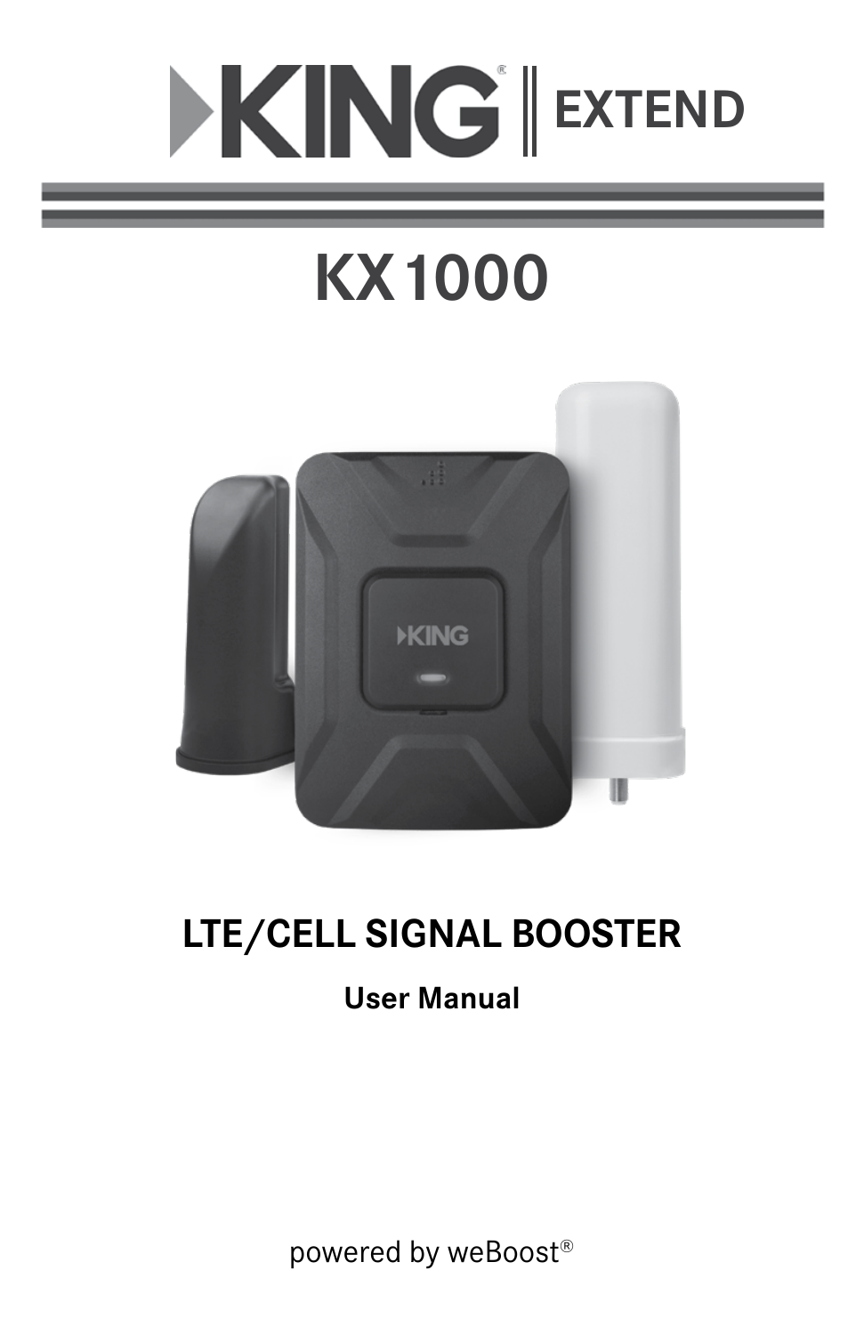# KING | EXTEND

# KX 1000

## LTE/CELL SIGNAL BOOSTER

**User Manual**

powered by weBoost®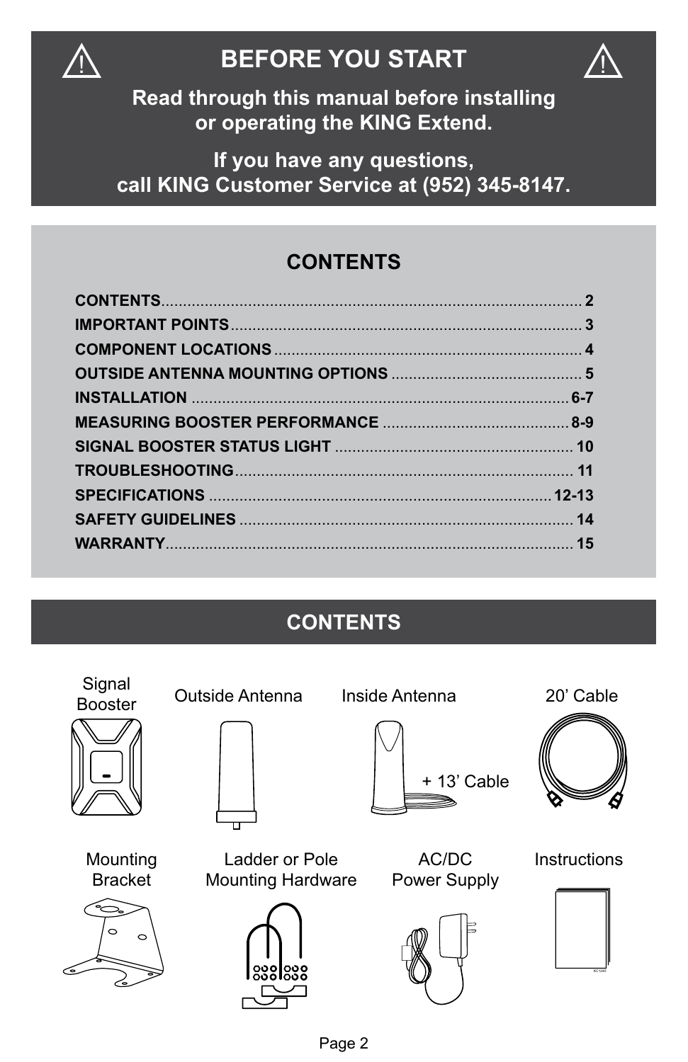## BEFORE YOU START

**Read through this manual before installing or operating the KING Extend.**

**If you have any questions, call KING Customer Service at (952) 345-8147.**

## CONTENTS

| Section | Page |
|---|---|
| CONTENTS | 2 |
| IMPORTANT POINTS | 3 |
| COMPONENT LOCATIONS | 4 |
| OUTSIDE ANTENNA MOUNTING OPTIONS | 5 |
| INSTALLATION | 6-7 |
| MEASURING BOOSTER PERFORMANCE | 8-9 |
| SIGNAL BOOSTER STATUS LIGHT | 10 |
| TROUBLESHOOTING | 11 |
| SPECIFICATIONS | 12-13 |
| SAFETY GUIDELINES | 14 |
| WARRANTY | 15 |

## CONTENTS

- Signal Booster
- Outside Antenna
- Inside Antenna + 13' Cable
- 20' Cable
- Mounting Bracket
- Ladder or Pole Mounting Hardware
- AC/DC Power Supply
- Instructions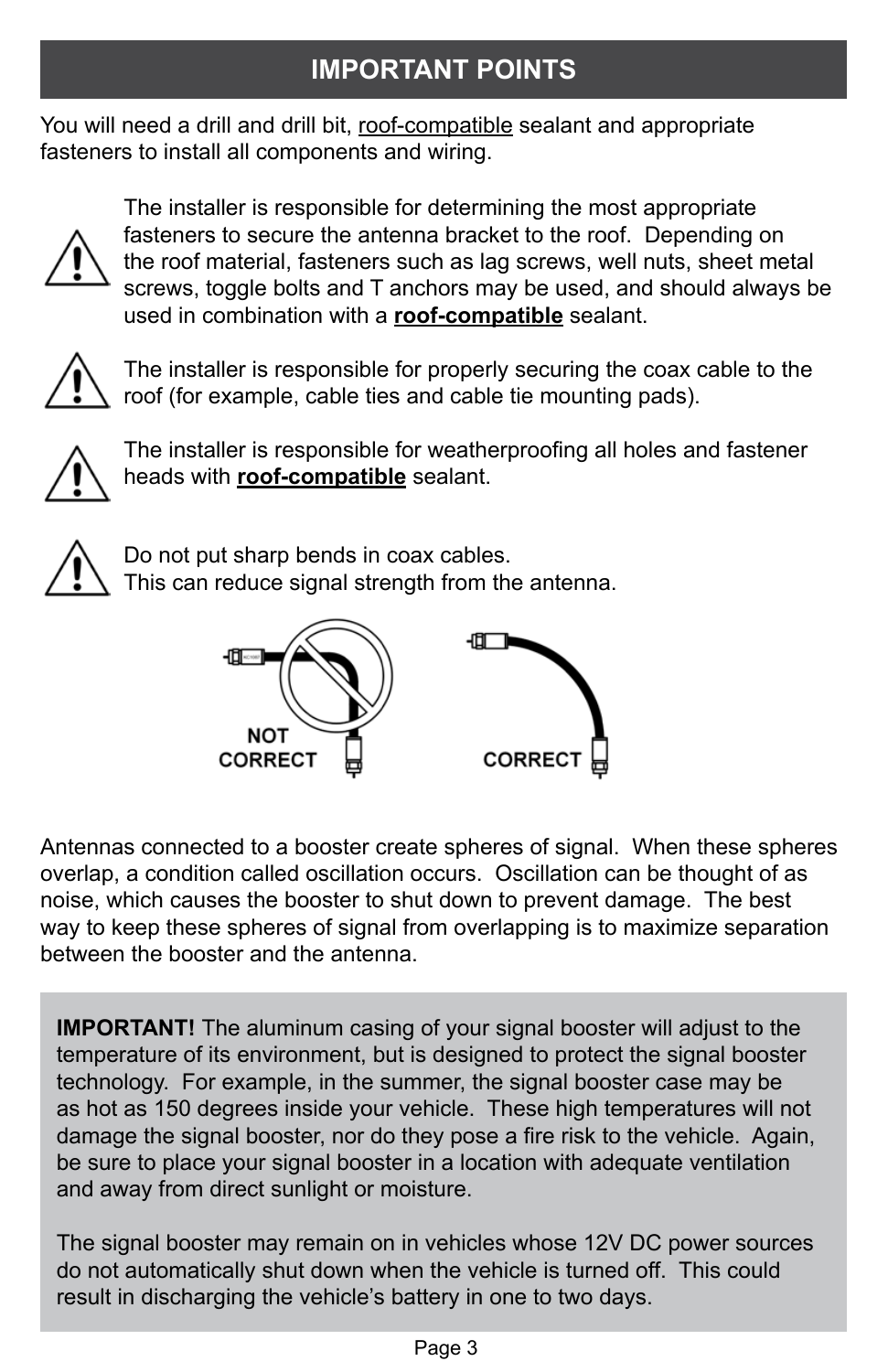## IMPORTANT POINTS

You will need a drill and drill bit, roof-compatible sealant and appropriate fasteners to install all components and wiring.

⚠ The installer is responsible for determining the most appropriate fasteners to secure the antenna bracket to the roof. Depending on the roof material, fasteners such as lag screws, well nuts, sheet metal screws, toggle bolts and T anchors may be used, and should always be used in combination with a **roof-compatible** sealant.

⚠ The installer is responsible for properly securing the coax cable to the roof (for example, cable ties and cable tie mounting pads).

⚠ The installer is responsible for weatherproofing all holes and fastener heads with **roof-compatible** sealant.

⚠ Do not put sharp bends in coax cables.
This can reduce signal strength from the antenna.

NOT CORRECT    CORRECT

Antennas connected to a booster create spheres of signal. When these spheres overlap, a condition called oscillation occurs. Oscillation can be thought of as noise, which causes the booster to shut down to prevent damage. The best way to keep these spheres of signal from overlapping is to maximize separation between the booster and the antenna.

**IMPORTANT!** The aluminum casing of your signal booster will adjust to the temperature of its environment, but is designed to protect the signal booster technology. For example, in the summer, the signal booster case may be as hot as 150 degrees inside your vehicle. These high temperatures will not damage the signal booster, nor do they pose a fire risk to the vehicle. Again, be sure to place your signal booster in a location with adequate ventilation and away from direct sunlight or moisture.

The signal booster may remain on in vehicles whose 12V DC power sources do not automatically shut down when the vehicle is turned off. This could result in discharging the vehicle's battery in one to two days.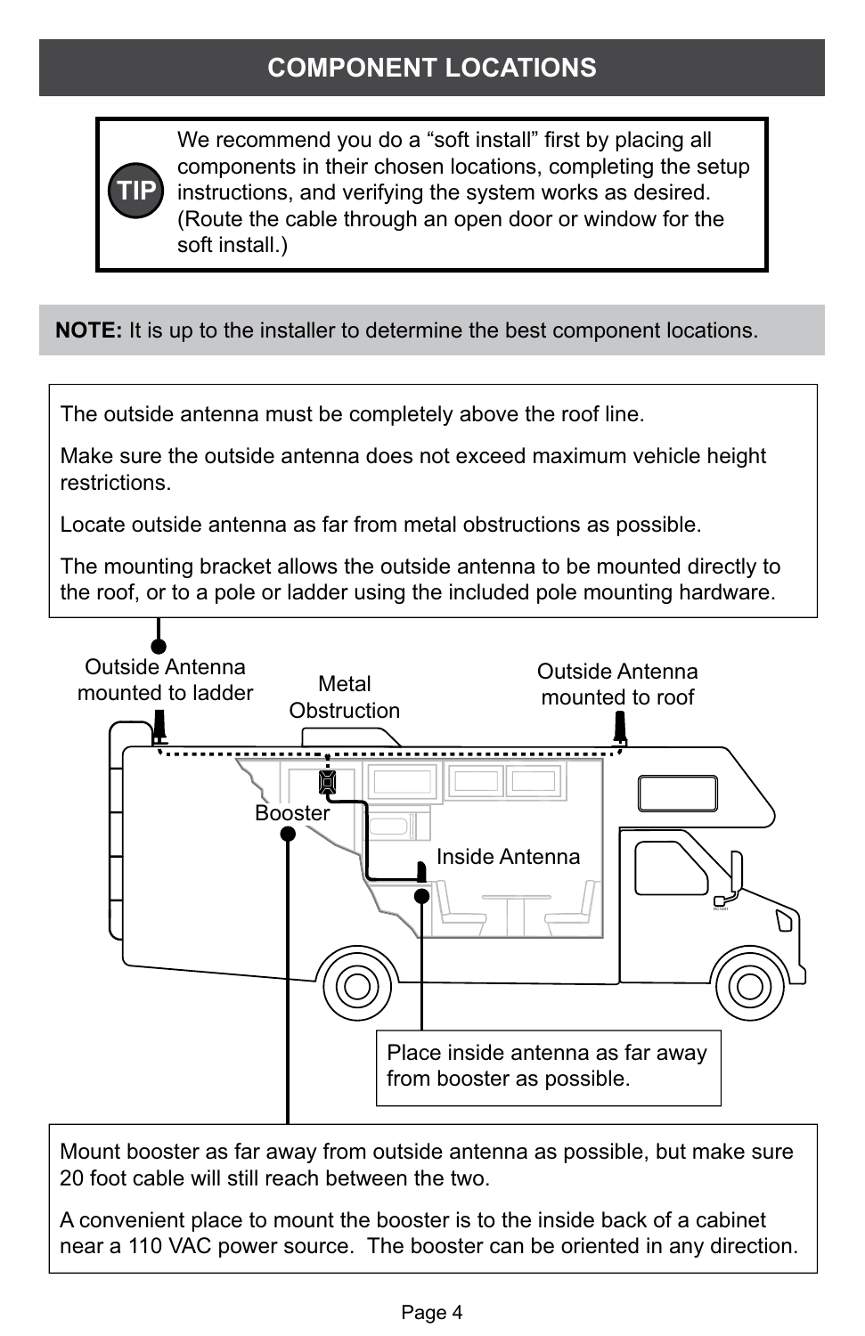## COMPONENT LOCATIONS

**TIP** We recommend you do a “soft install” first by placing all components in their chosen locations, completing the setup instructions, and verifying the system works as desired. (Route the cable through an open door or window for the soft install.)

**NOTE:** It is up to the installer to determine the best component locations.

The outside antenna must be completely above the roof line.

Make sure the outside antenna does not exceed maximum vehicle height restrictions.

Locate outside antenna as far from metal obstructions as possible.

The mounting bracket allows the outside antenna to be mounted directly to the roof, or to a pole or ladder using the included pole mounting hardware.

Outside Antenna mounted to ladder

Metal Obstruction

Outside Antenna mounted to roof

Booster

Inside Antenna

Place inside antenna as far away from booster as possible.

Mount booster as far away from outside antenna as possible, but make sure 20 foot cable will still reach between the two.

A convenient place to mount the booster is to the inside back of a cabinet near a 110 VAC power source. The booster can be oriented in any direction.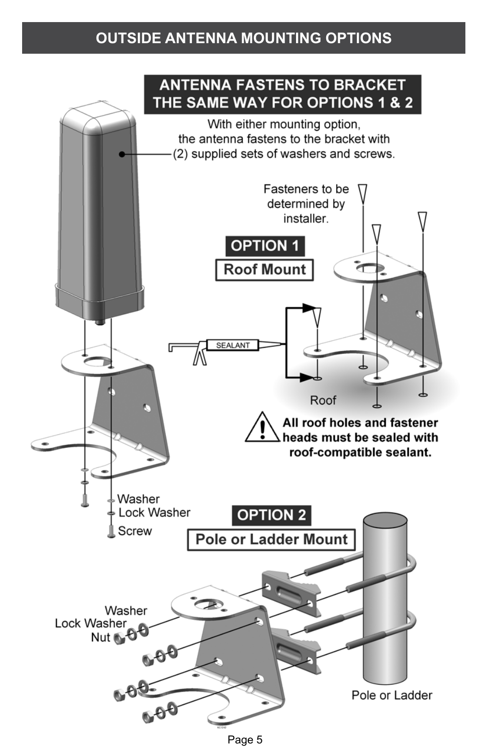# OUTSIDE ANTENNA MOUNTING OPTIONS

## ANTENNA FASTENS TO BRACKET THE SAME WAY FOR OPTIONS 1 & 2

With either mounting option, the antenna fastens to the bracket with (2) supplied sets of washers and screws.

Washer

Lock Washer

Screw

## OPTION 1

### Roof Mount

Fasteners to be determined by installer.

SEALANT

Roof

⚠ **All roof holes and fastener heads must be sealed with roof-compatible sealant.**

## OPTION 2

### Pole or Ladder Mount

Washer

Lock Washer

Nut

Pole or Ladder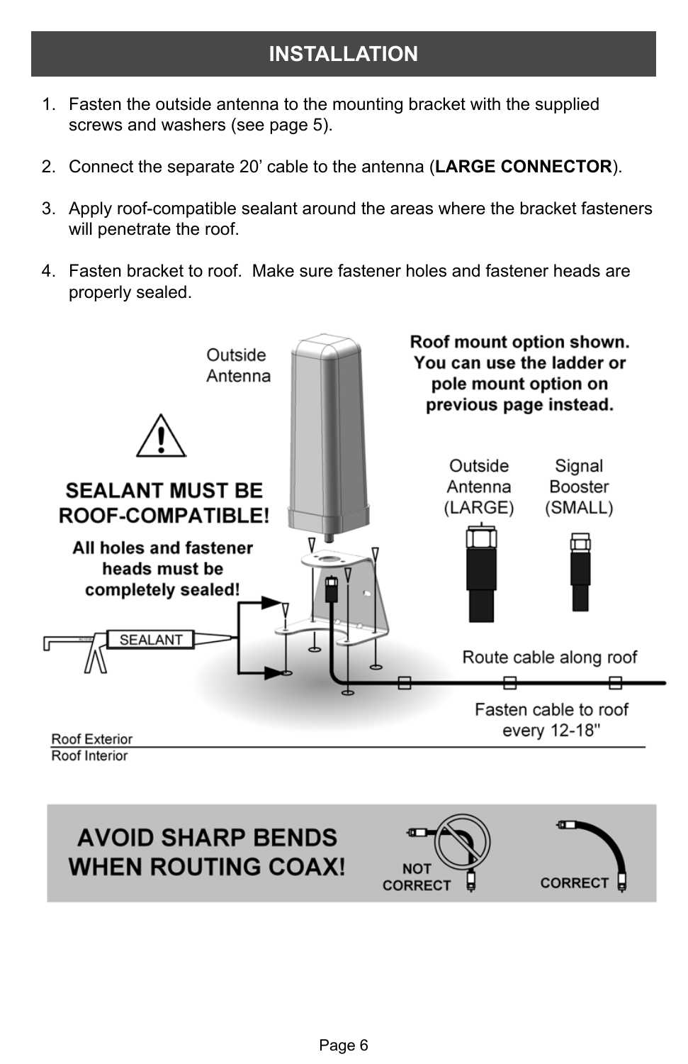# INSTALLATION

1. Fasten the outside antenna to the mounting bracket with the supplied screws and washers (see page 5).

2. Connect the separate 20' cable to the antenna (**LARGE CONNECTOR**).

3. Apply roof-compatible sealant around the areas where the bracket fasteners will penetrate the roof.

4. Fasten bracket to roof. Make sure fastener holes and fastener heads are properly sealed.

Outside Antenna

**Roof mount option shown. You can use the ladder or pole mount option on previous page instead.**

**SEALANT MUST BE ROOF-COMPATIBLE!**

**All holes and fastener heads must be completely sealed!**

Outside Antenna (LARGE)

Signal Booster (SMALL)

SEALANT

Route cable along roof

Fasten cable to roof every 12-18"

Roof Exterior

Roof Interior

**AVOID SHARP BENDS WHEN ROUTING COAX!**

NOT CORRECT

CORRECT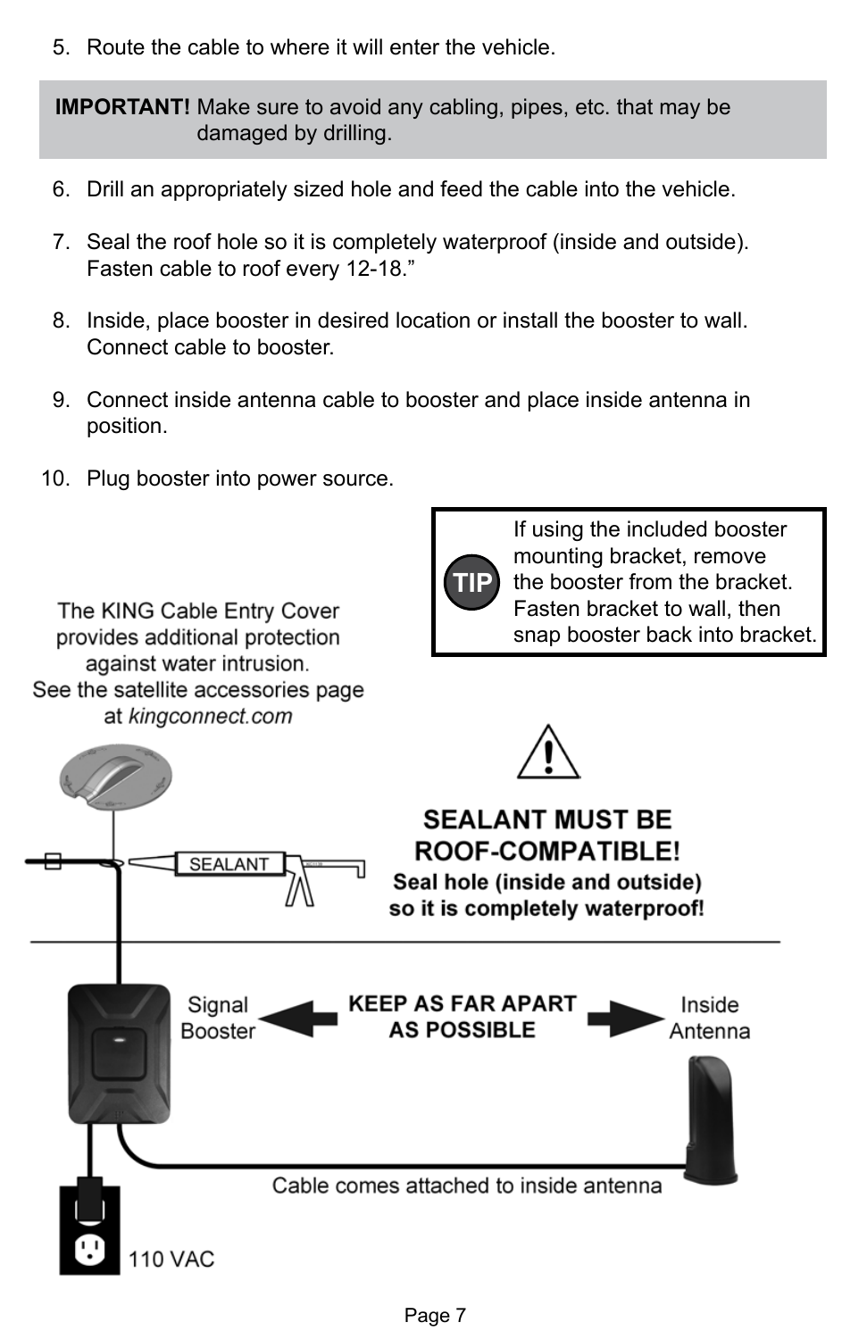5. Route the cable to where it will enter the vehicle.

> **IMPORTANT!** Make sure to avoid any cabling, pipes, etc. that may be damaged by drilling.

6. Drill an appropriately sized hole and feed the cable into the vehicle.
7. Seal the roof hole so it is completely waterproof (inside and outside). Fasten cable to roof every 12-18."
8. Inside, place booster in desired location or install the booster to wall. Connect cable to booster.
9. Connect inside antenna cable to booster and place inside antenna in position.
10. Plug booster into power source.

> **TIP** If using the included booster mounting bracket, remove the booster from the bracket. Fasten bracket to wall, then snap booster back into bracket.

The KING Cable Entry Cover provides additional protection against water intrusion. See the satellite accessories page at *kingconnect.com*

SEALANT

**SEALANT MUST BE ROOF-COMPATIBLE!**

**Seal hole (inside and outside) so it is completely waterproof!**

Signal Booster ← **KEEP AS FAR APART AS POSSIBLE** → Inside Antenna

Cable comes attached to inside antenna

110 VAC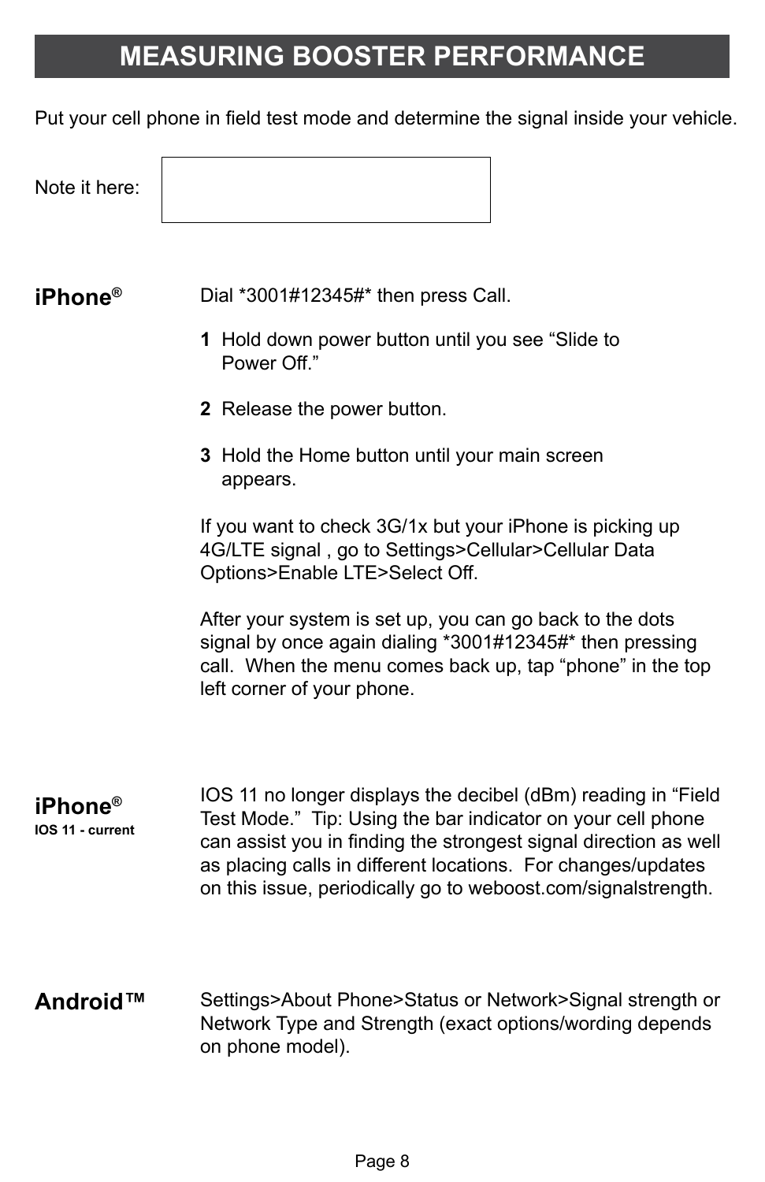# MEASURING BOOSTER PERFORMANCE

Put your cell phone in field test mode and determine the signal inside your vehicle.

Note it here:

| |
|---|
| |

### iPhone®

Dial *3001#12345#* then press Call.

1. Hold down power button until you see "Slide to Power Off."
2. Release the power button.
3. Hold the Home button until your main screen appears.

If you want to check 3G/1x but your iPhone is picking up 4G/LTE signal , go to Settings>Cellular>Cellular Data Options>Enable LTE>Select Off.

After your system is set up, you can go back to the dots signal by once again dialing *3001#12345#* then pressing call. When the menu comes back up, tap "phone" in the top left corner of your phone.

### iPhone®

**IOS 11 - current**

IOS 11 no longer displays the decibel (dBm) reading in "Field Test Mode." Tip: Using the bar indicator on your cell phone can assist you in finding the strongest signal direction as well as placing calls in different locations. For changes/updates on this issue, periodically go to weboost.com/signalstrength.

### Android™

Settings>About Phone>Status or Network>Signal strength or Network Type and Strength (exact options/wording depends on phone model).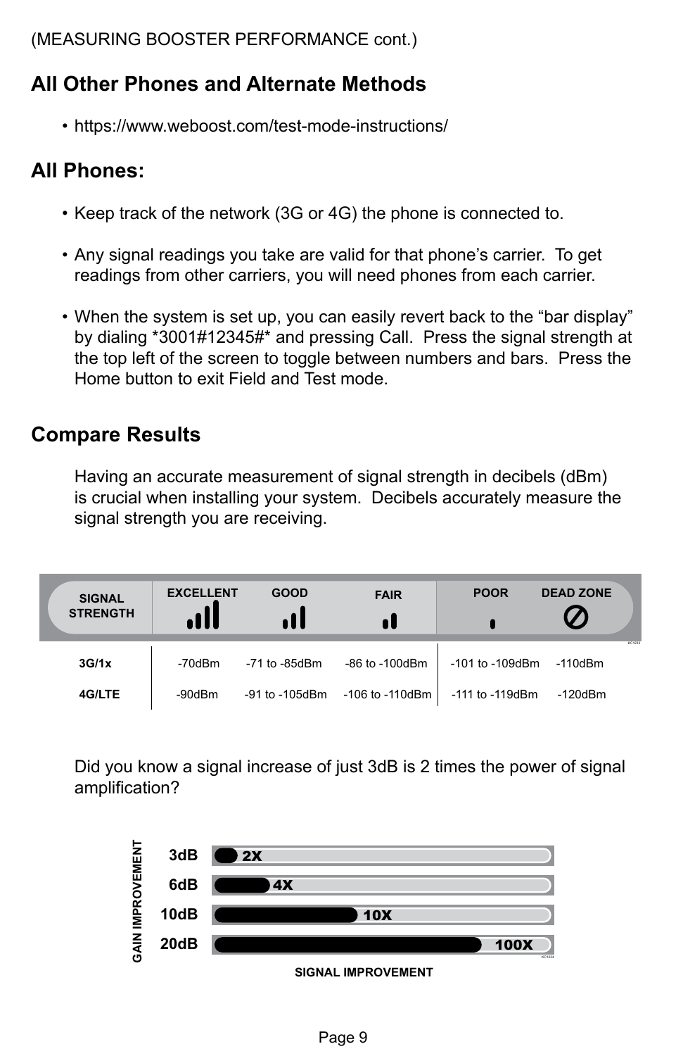(MEASURING BOOSTER PERFORMANCE cont.)

## All Other Phones and Alternate Methods

- https://www.weboost.com/test-mode-instructions/

## All Phones:

- Keep track of the network (3G or 4G) the phone is connected to.
- Any signal readings you take are valid for that phone's carrier. To get readings from other carriers, you will need phones from each carrier.
- When the system is set up, you can easily revert back to the "bar display" by dialing *3001#12345#* and pressing Call. Press the signal strength at the top left of the screen to toggle between numbers and bars. Press the Home button to exit Field and Test mode.

## Compare Results

Having an accurate measurement of signal strength in decibels (dBm) is crucial when installing your system. Decibels accurately measure the signal strength you are receiving.

| SIGNAL STRENGTH | EXCELLENT | GOOD | FAIR | POOR | DEAD ZONE |
|---|---|---|---|---|---|
| 3G/1x | -70dBm | -71 to -85dBm | -86 to -100dBm | -101 to -109dBm | -110dBm |
| 4G/LTE | -90dBm | -91 to -105dBm | -106 to -110dBm | -111 to -119dBm | -120dBm |

Did you know a signal increase of just 3dB is 2 times the power of signal amplification?

| GAIN IMPROVEMENT | SIGNAL IMPROVEMENT |
|---|---|
| 3dB | 2X |
| 6dB | 4X |
| 10dB | 10X |
| 20dB | 100X |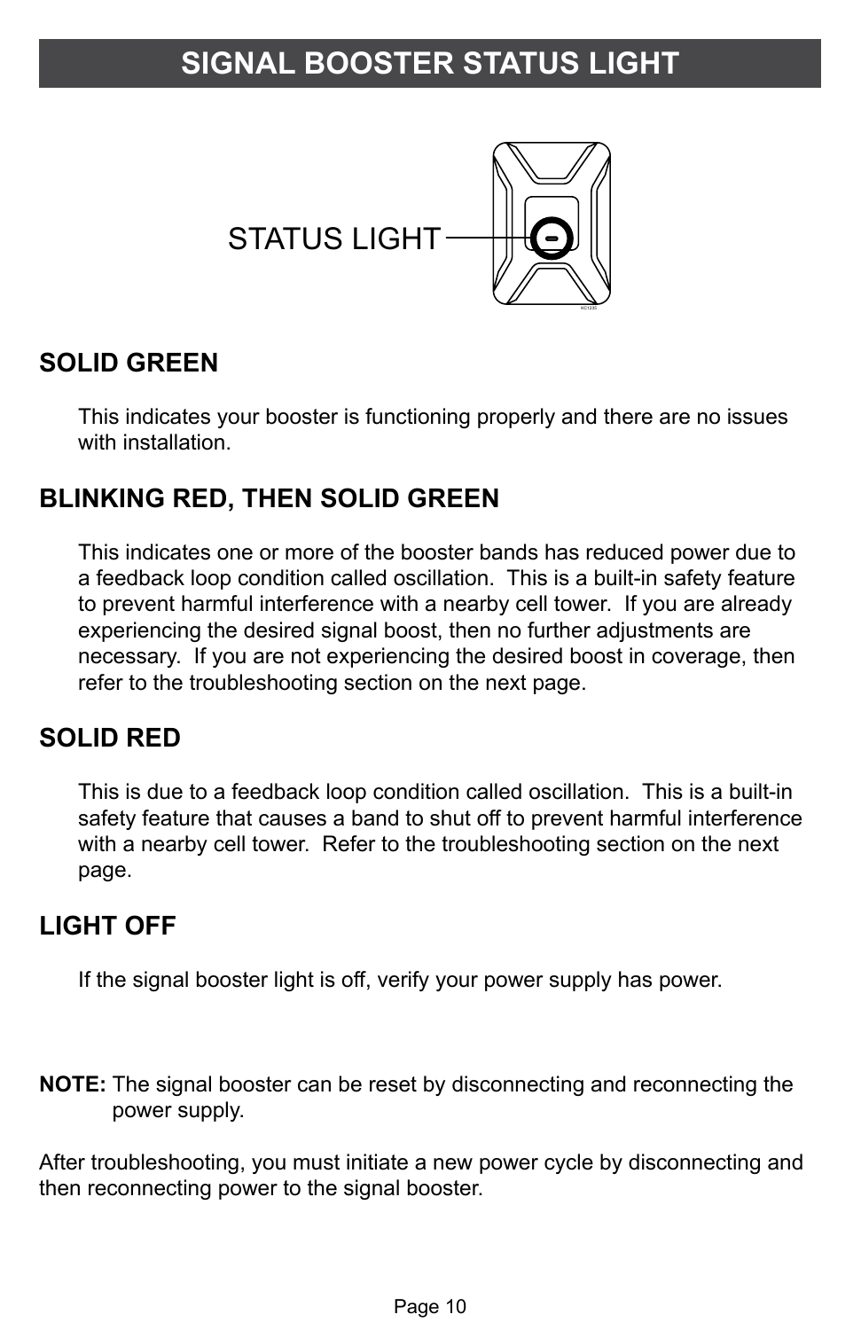# SIGNAL BOOSTER STATUS LIGHT

STATUS LIGHT

## SOLID GREEN

This indicates your booster is functioning properly and there are no issues with installation.

## BLINKING RED, THEN SOLID GREEN

This indicates one or more of the booster bands has reduced power due to a feedback loop condition called oscillation.  This is a built-in safety feature to prevent harmful interference with a nearby cell tower.  If you are already experiencing the desired signal boost, then no further adjustments are necessary.  If you are not experiencing the desired boost in coverage, then refer to the troubleshooting section on the next page.

## SOLID RED

This is due to a feedback loop condition called oscillation.  This is a built-in safety feature that causes a band to shut off to prevent harmful interference with a nearby cell tower.  Refer to the troubleshooting section on the next page.

## LIGHT OFF

If the signal booster light is off, verify your power supply has power.

**NOTE:** The signal booster can be reset by disconnecting and reconnecting the power supply.

After troubleshooting, you must initiate a new power cycle by disconnecting and then reconnecting power to the signal booster.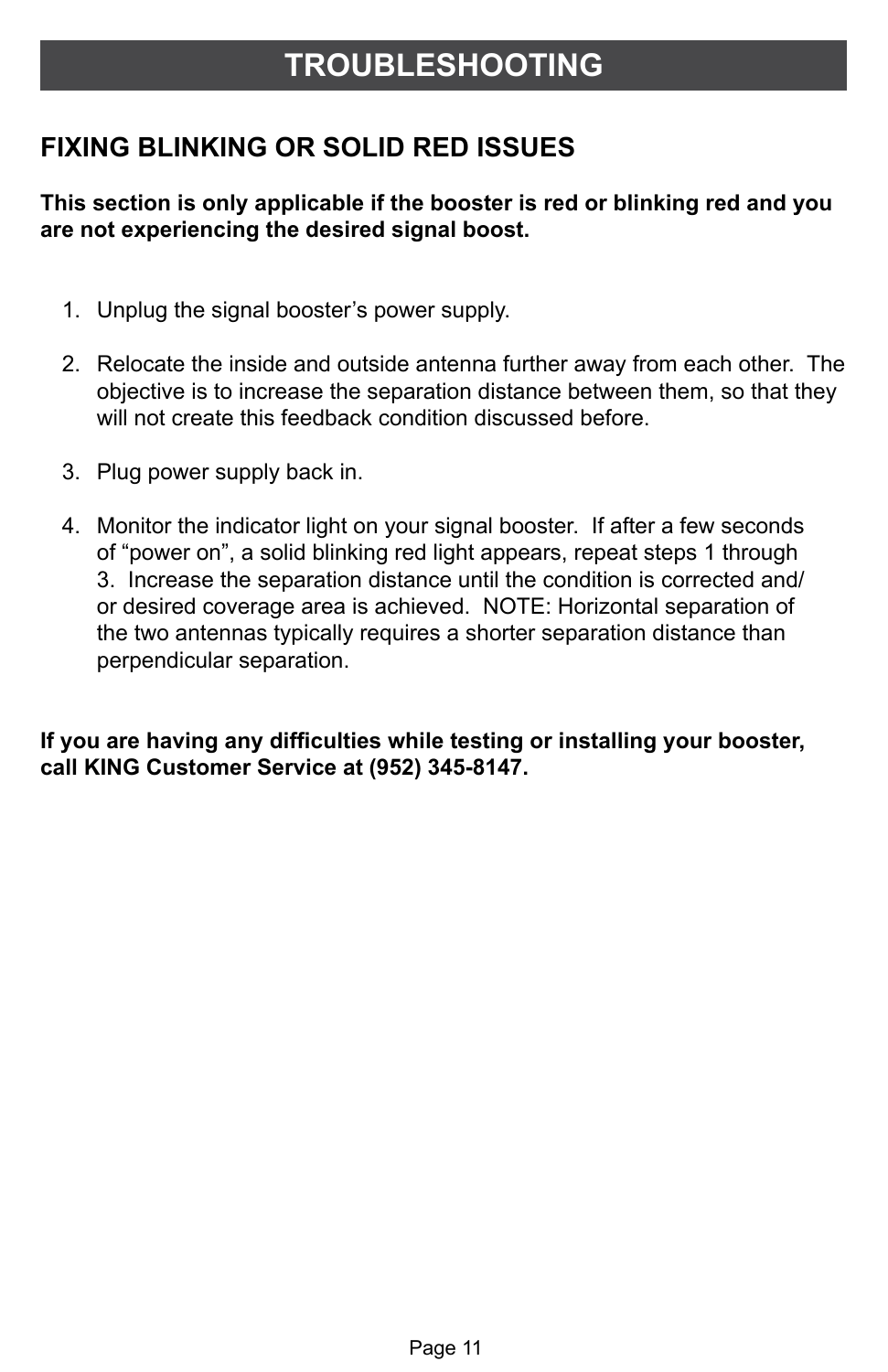# TROUBLESHOOTING

## FIXING BLINKING OR SOLID RED ISSUES

**This section is only applicable if the booster is red or blinking red and you are not experiencing the desired signal boost.**

1. Unplug the signal booster's power supply.

2. Relocate the inside and outside antenna further away from each other. The objective is to increase the separation distance between them, so that they will not create this feedback condition discussed before.

3. Plug power supply back in.

4. Monitor the indicator light on your signal booster. If after a few seconds of "power on", a solid blinking red light appears, repeat steps 1 through 3. Increase the separation distance until the condition is corrected and/or desired coverage area is achieved. NOTE: Horizontal separation of the two antennas typically requires a shorter separation distance than perpendicular separation.

**If you are having any difficulties while testing or installing your booster, call KING Customer Service at (952) 345-8147.**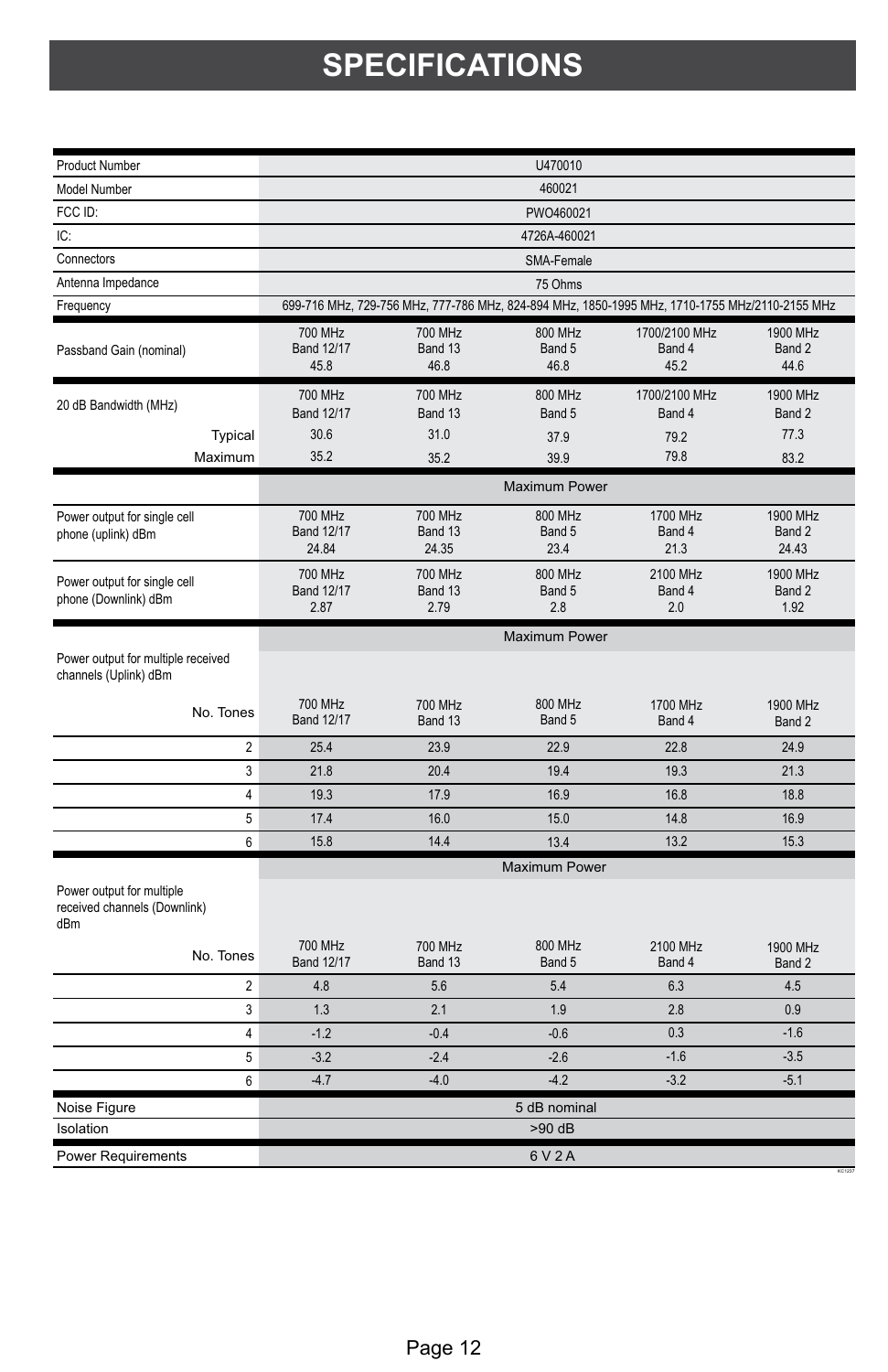# SPECIFICATIONS

| | | | | | |
|---|---|---|---|---|---|
| Product Number | U470010 | | | | |
| Model Number | 460021 | | | | |
| FCC ID: | PWO460021 | | | | |
| IC: | 4726A-460021 | | | | |
| Connectors | SMA-Female | | | | |
| Antenna Impedance | 75 Ohms | | | | |
| Frequency | 699-716 MHz, 729-756 MHz, 777-786 MHz, 824-894 MHz, 1850-1995 MHz, 1710-1755 MHz/2110-2155 MHz | | | | |
| Passband Gain (nominal) | 700 MHz Band 12/17 45.8 | 700 MHz Band 13 46.8 | 800 MHz Band 5 46.8 | 1700/2100 MHz Band 4 45.2 | 1900 MHz Band 2 44.6 |
| 20 dB Bandwidth (MHz) | 700 MHz Band 12/17 | 700 MHz Band 13 | 800 MHz Band 5 | 1700/2100 MHz Band 4 | 1900 MHz Band 2 |
| Typical | 30.6 | 31.0 | 37.9 | 79.2 | 77.3 |
| Maximum | 35.2 | 35.2 | 39.9 | 79.8 | 83.2 |
| | Maximum Power | | | | |
| Power output for single cell phone (uplink) dBm | 700 MHz Band 12/17 24.84 | 700 MHz Band 13 24.35 | 800 MHz Band 5 23.4 | 1700 MHz Band 4 21.3 | 1900 MHz Band 2 24.43 |
| Power output for single cell phone (Downlink) dBm | 700 MHz Band 12/17 2.87 | 700 MHz Band 13 2.79 | 800 MHz Band 5 2.8 | 2100 MHz Band 4 2.0 | 1900 MHz Band 2 1.92 |
| | Maximum Power | | | | |
| Power output for multiple received channels (Uplink) dBm | | | | | |
| No. Tones | 700 MHz Band 12/17 | 700 MHz Band 13 | 800 MHz Band 5 | 1700 MHz Band 4 | 1900 MHz Band 2 |
| 2 | 25.4 | 23.9 | 22.9 | 22.8 | 24.9 |
| 3 | 21.8 | 20.4 | 19.4 | 19.3 | 21.3 |
| 4 | 19.3 | 17.9 | 16.9 | 16.8 | 18.8 |
| 5 | 17.4 | 16.0 | 15.0 | 14.8 | 16.9 |
| 6 | 15.8 | 14.4 | 13.4 | 13.2 | 15.3 |
| | Maximum Power | | | | |
| Power output for multiple received channels (Downlink) dBm | | | | | |
| No. Tones | 700 MHz Band 12/17 | 700 MHz Band 13 | 800 MHz Band 5 | 2100 MHz Band 4 | 1900 MHz Band 2 |
| 2 | 4.8 | 5.6 | 5.4 | 6.3 | 4.5 |
| 3 | 1.3 | 2.1 | 1.9 | 2.8 | 0.9 |
| 4 | -1.2 | -0.4 | -0.6 | 0.3 | -1.6 |
| 5 | -3.2 | -2.4 | -2.6 | -1.6 | -3.5 |
| 6 | -4.7 | -4.0 | -4.2 | -3.2 | -5.1 |
| Noise Figure | 5 dB nominal | | | | |
| Isolation | >90 dB | | | | |
| Power Requirements | 6 V 2 A | | | | |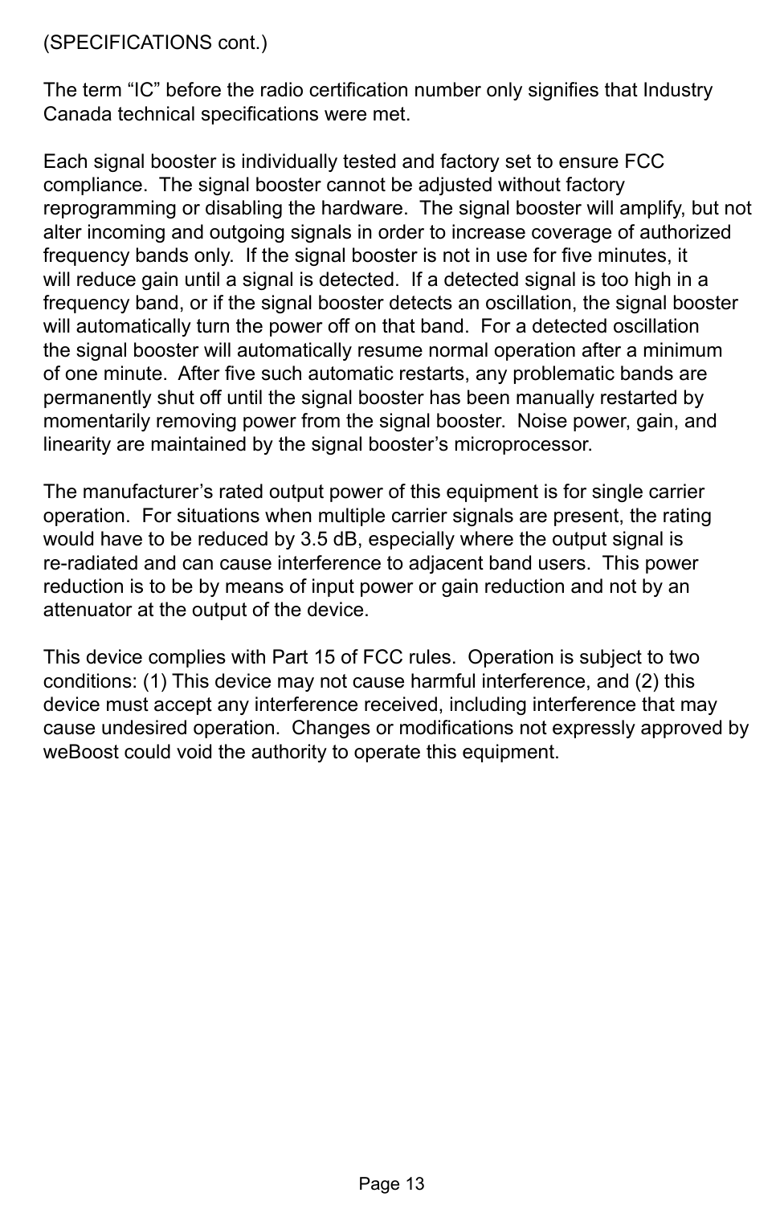(SPECIFICATIONS cont.)

The term “IC” before the radio certification number only signifies that Industry Canada technical specifications were met.

Each signal booster is individually tested and factory set to ensure FCC compliance. The signal booster cannot be adjusted without factory reprogramming or disabling the hardware. The signal booster will amplify, but not alter incoming and outgoing signals in order to increase coverage of authorized frequency bands only. If the signal booster is not in use for five minutes, it will reduce gain until a signal is detected. If a detected signal is too high in a frequency band, or if the signal booster detects an oscillation, the signal booster will automatically turn the power off on that band. For a detected oscillation the signal booster will automatically resume normal operation after a minimum of one minute. After five such automatic restarts, any problematic bands are permanently shut off until the signal booster has been manually restarted by momentarily removing power from the signal booster. Noise power, gain, and linearity are maintained by the signal booster’s microprocessor.

The manufacturer’s rated output power of this equipment is for single carrier operation. For situations when multiple carrier signals are present, the rating would have to be reduced by 3.5 dB, especially where the output signal is re-radiated and can cause interference to adjacent band users. This power reduction is to be by means of input power or gain reduction and not by an attenuator at the output of the device.

This device complies with Part 15 of FCC rules. Operation is subject to two conditions: (1) This device may not cause harmful interference, and (2) this device must accept any interference received, including interference that may cause undesired operation. Changes or modifications not expressly approved by weBoost could void the authority to operate this equipment.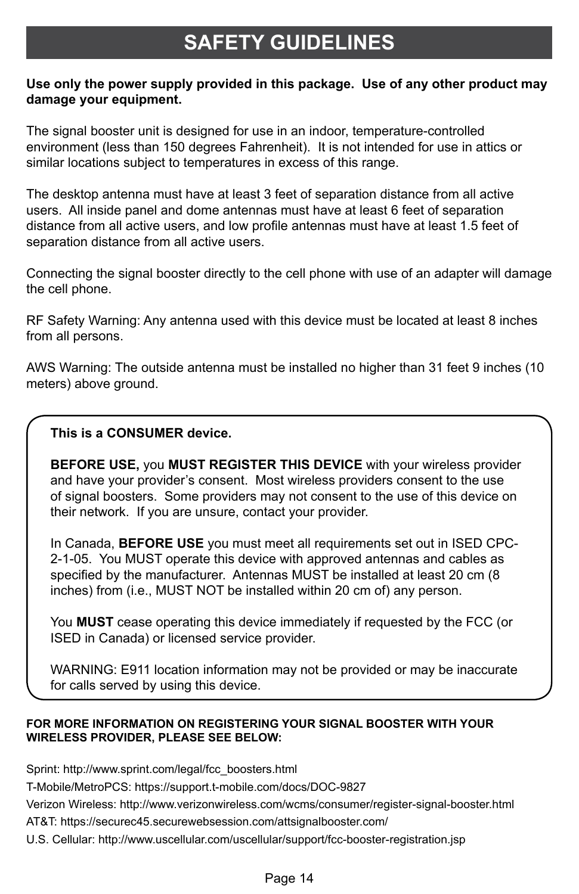# SAFETY GUIDELINES

**Use only the power supply provided in this package. Use of any other product may damage your equipment.**

The signal booster unit is designed for use in an indoor, temperature-controlled environment (less than 150 degrees Fahrenheit). It is not intended for use in attics or similar locations subject to temperatures in excess of this range.

The desktop antenna must have at least 3 feet of separation distance from all active users. All inside panel and dome antennas must have at least 6 feet of separation distance from all active users, and low profile antennas must have at least 1.5 feet of separation distance from all active users.

Connecting the signal booster directly to the cell phone with use of an adapter will damage the cell phone.

RF Safety Warning: Any antenna used with this device must be located at least 8 inches from all persons.

AWS Warning: The outside antenna must be installed no higher than 31 feet 9 inches (10 meters) above ground.

**This is a CONSUMER device.**

**BEFORE USE,** you **MUST REGISTER THIS DEVICE** with your wireless provider and have your provider's consent. Most wireless providers consent to the use of signal boosters. Some providers may not consent to the use of this device on their network. If you are unsure, contact your provider.

In Canada, **BEFORE USE** you must meet all requirements set out in ISED CPC-2-1-05. You MUST operate this device with approved antennas and cables as specified by the manufacturer. Antennas MUST be installed at least 20 cm (8 inches) from (i.e., MUST NOT be installed within 20 cm of) any person.

You **MUST** cease operating this device immediately if requested by the FCC (or ISED in Canada) or licensed service provider.

WARNING: E911 location information may not be provided or may be inaccurate for calls served by using this device.

**FOR MORE INFORMATION ON REGISTERING YOUR SIGNAL BOOSTER WITH YOUR WIRELESS PROVIDER, PLEASE SEE BELOW:**

Sprint: http://www.sprint.com/legal/fcc_boosters.html

T-Mobile/MetroPCS: https://support.t-mobile.com/docs/DOC-9827

Verizon Wireless: http://www.verizonwireless.com/wcms/consumer/register-signal-booster.html

AT&T: https://securec45.securewebsession.com/attsignalbooster.com/

U.S. Cellular: http://www.uscellular.com/uscellular/support/fcc-booster-registration.jsp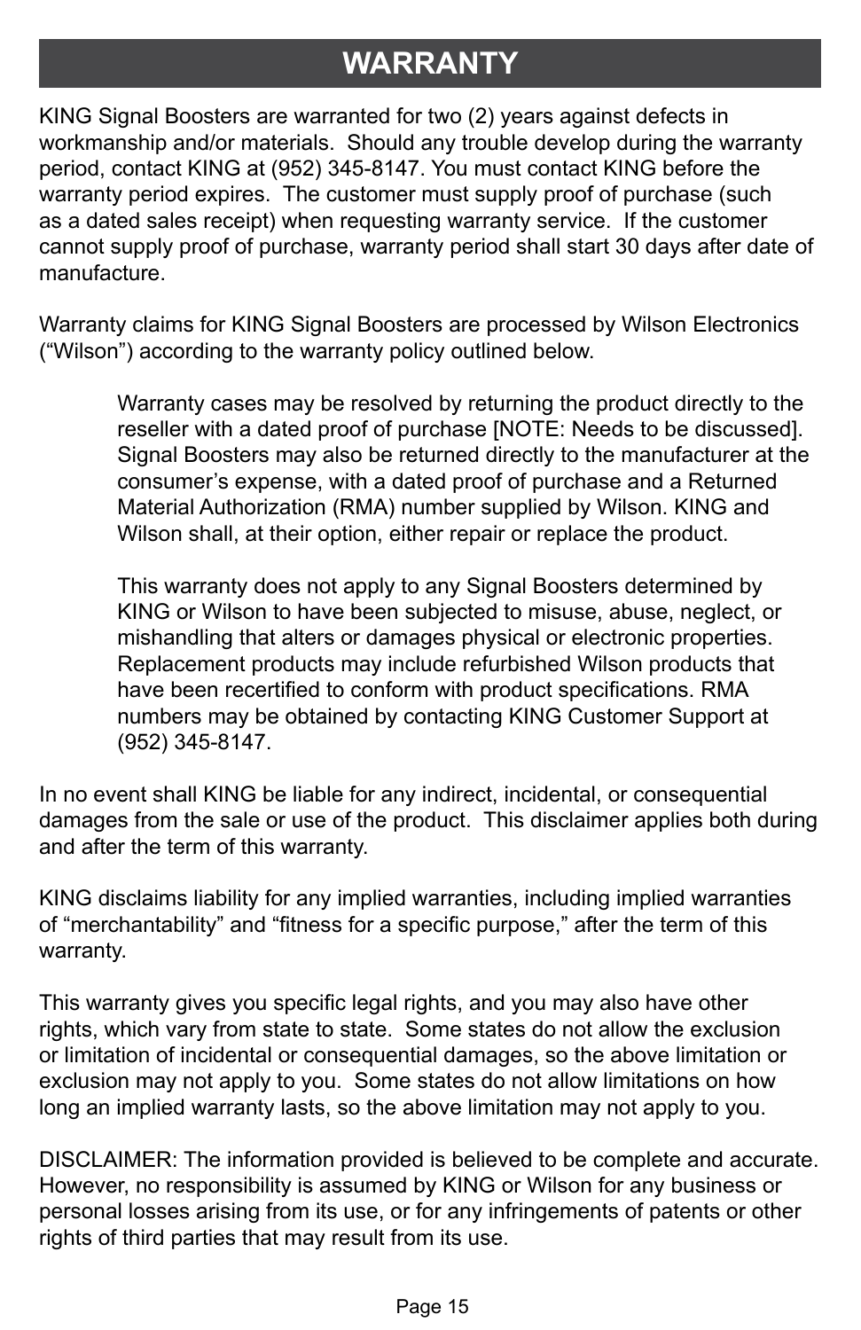# WARRANTY

KING Signal Boosters are warranted for two (2) years against defects in workmanship and/or materials. Should any trouble develop during the warranty period, contact KING at (952) 345-8147. You must contact KING before the warranty period expires. The customer must supply proof of purchase (such as a dated sales receipt) when requesting warranty service. If the customer cannot supply proof of purchase, warranty period shall start 30 days after date of manufacture.

Warranty claims for KING Signal Boosters are processed by Wilson Electronics ("Wilson") according to the warranty policy outlined below.

> Warranty cases may be resolved by returning the product directly to the reseller with a dated proof of purchase [NOTE: Needs to be discussed]. Signal Boosters may also be returned directly to the manufacturer at the consumer's expense, with a dated proof of purchase and a Returned Material Authorization (RMA) number supplied by Wilson. KING and Wilson shall, at their option, either repair or replace the product.
>
> This warranty does not apply to any Signal Boosters determined by KING or Wilson to have been subjected to misuse, abuse, neglect, or mishandling that alters or damages physical or electronic properties. Replacement products may include refurbished Wilson products that have been recertified to conform with product specifications. RMA numbers may be obtained by contacting KING Customer Support at (952) 345-8147.

In no event shall KING be liable for any indirect, incidental, or consequential damages from the sale or use of the product. This disclaimer applies both during and after the term of this warranty.

KING disclaims liability for any implied warranties, including implied warranties of "merchantability" and "fitness for a specific purpose," after the term of this warranty.

This warranty gives you specific legal rights, and you may also have other rights, which vary from state to state. Some states do not allow the exclusion or limitation of incidental or consequential damages, so the above limitation or exclusion may not apply to you. Some states do not allow limitations on how long an implied warranty lasts, so the above limitation may not apply to you.

DISCLAIMER: The information provided is believed to be complete and accurate. However, no responsibility is assumed by KING or Wilson for any business or personal losses arising from its use, or for any infringements of patents or other rights of third parties that may result from its use.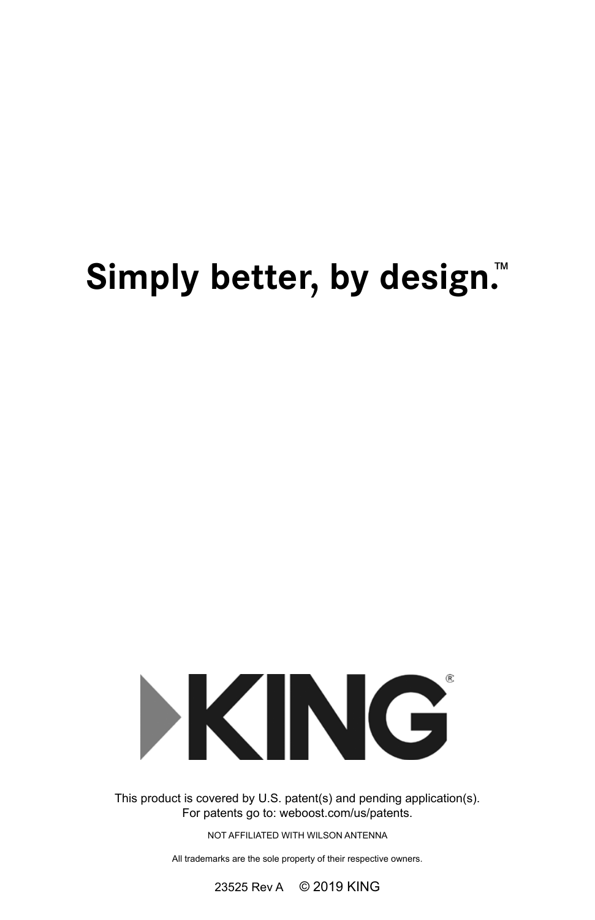**Simply better, by design.™**

KING®

This product is covered by U.S. patent(s) and pending application(s).
For patents go to: weboost.com/us/patents.

NOT AFFILIATED WITH WILSON ANTENNA

All trademarks are the sole property of their respective owners.

23525 Rev A © 2019 KING